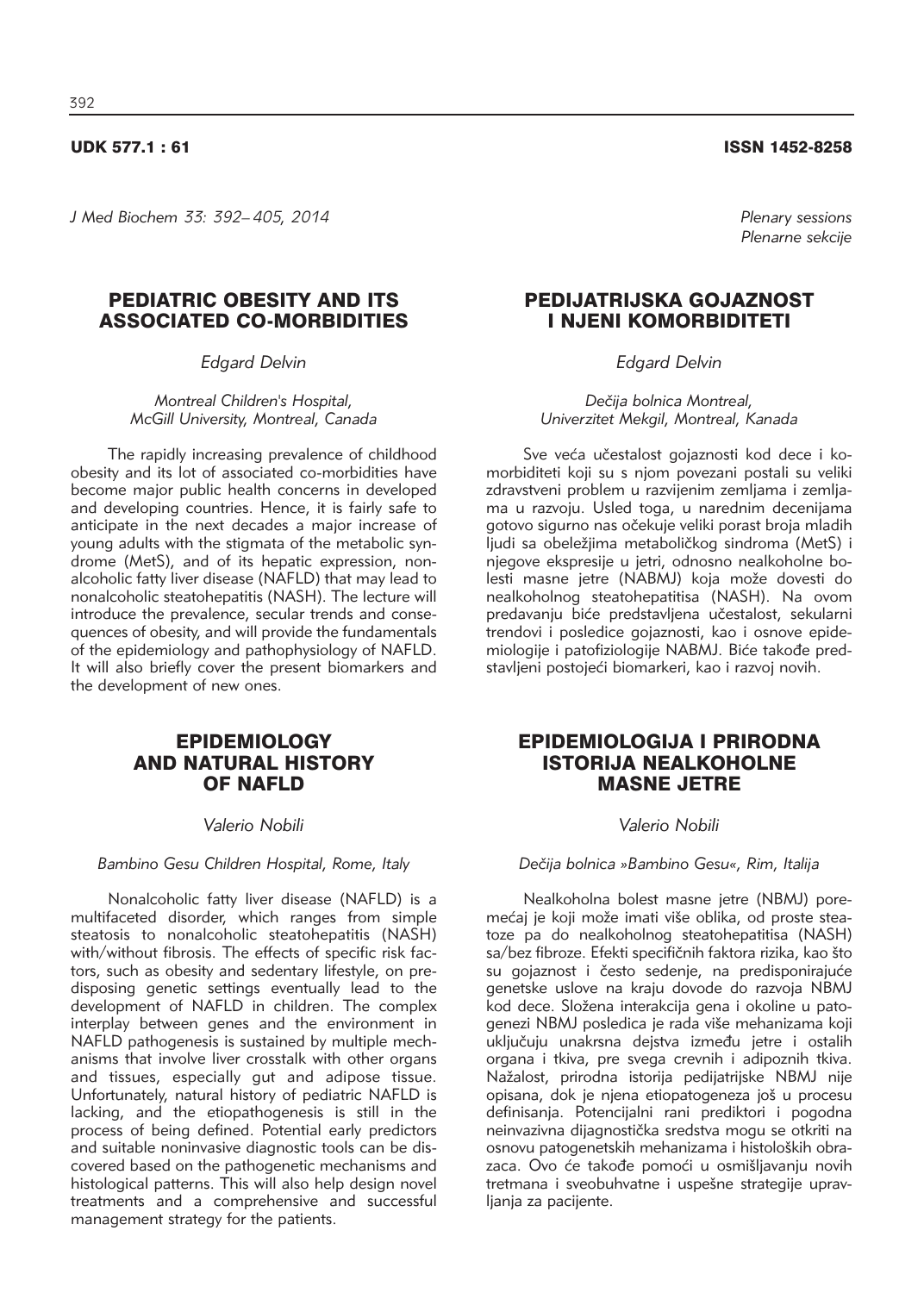UDK 577.1 : 61 ISSN 1452-8258

*Plenary sessions*
*Plenarne sekcije*

## PEDIATRIC OBESITY AND ITS ASSOCIATED CO-MORBIDITIES

*Edgard Delvin*

*Montreal Children's Hospital, McGill University, Montreal, Canada*

The rapidly increasing prevalence of childhood obesity and its lot of associated co-morbidities have become major public health concerns in developed and developing countries. Hence, it is fairly safe to anticipate in the next decades a major increase of young adults with the stigmata of the metabolic syndrome (MetS), and of its hepatic expression, nonalcoholic fatty liver disease (NAFLD) that may lead to nonalcoholic steatohepatitis (NASH). The lecture will introduce the prevalence, secular trends and consequences of obesity, and will provide the fundamentals of the epidemiology and pathophysiology of NAFLD. It will also briefly cover the present biomarkers and the development of new ones.

## EPIDEMIOLOGY AND NATURAL HISTORY OF NAFLD

*Valerio Nobili*

*Bambino Gesu Children Hospital, Rome, Italy*

Nonalcoholic fatty liver disease (NAFLD) is a multifaceted disorder, which ranges from simple steatosis to nonalcoholic steatohepatitis (NASH) with/without fibrosis. The effects of specific risk factors, such as obesity and sedentary lifestyle, on predisposing genetic settings eventually lead to the development of NAFLD in children. The complex interplay between genes and the environment in NAFLD pathogenesis is sustained by multiple mechanisms that involve liver crosstalk with other organs and tissues, especially gut and adipose tissue. Unfortunately, natural history of pediatric NAFLD is lacking, and the etiopathogenesis is still in the process of being defined. Potential early predictors and suitable noninvasive diagnostic tools can be discovered based on the pathogenetic mechanisms and histological patterns. This will also help design novel treatments and a comprehensive and successful management strategy for the patients.

## PEDIJATRIJSKA GOJAZNOST I NJENI KOMORBIDITETI

*Edgard Delvin*

*Dečija bolnica Montreal, Univerzitet Mekgil, Montreal, Kanada*

Sve veća učestalost gojaznosti kod dece i komorbiditeti koji su s njom povezani postali su veliki zdravstveni problem u razvijenim zemljama i zemljama u razvoju. Usled toga, u narednim decenijama gotovo sigurno nas očekuje veliki porast broja mladih ljudi sa obeležjima metaboličkog sindroma (MetS) i njegove ekspresije u jetri, odnosno nealkoholne bolesti masne jetre (NABMJ) koja može dovesti do nealkoholnog steatohepatitisa (NASH). Na ovom predavanju biće predstavljena učestalost, sekularni trendovi i posledice gojaznosti, kao i osnove epidemiologije i patofiziologije NABMJ. Biće takođe predstavljeni postojeći biomarkeri, kao i razvoj novih.

## EPIDEMIOLOGIJA I PRIRODNA ISTORIJA NEALKOHOLNE MASNE JETRE

*Valerio Nobili*

*Dečija bolnica »Bambino Gesu«, Rim, Italija*

Nealkoholna bolest masne jetre (NBMJ) poremećaj je koji može imati više oblika, od proste steatoze pa do nealkoholnog steatohepatitisa (NASH) sa/bez fibroze. Efekti specifičnih faktora rizika, kao što su gojaznost i često sedenje, na predisponirajuće genetske uslove na kraju dovode do razvoja NBMJ kod dece. Složena interakcija gena i okoline u patogenezi NBMJ posledica je rada više mehanizama koji uključuju unakrsna dejstva između jetre i ostalih organa i tkiva, pre svega crevnih i adipoznih tkiva. Nažalost, prirodna istorija pedijatrijske NBMJ nije opisana, dok je njena etiopatogeneza još u procesu definisanja. Potencijalni rani prediktori i pogodna neinvazivna dijagnostička sredstva mogu se otkriti na osnovu patogenetskih mehanizama i histoloških obrazaca. Ovo će takođe pomoći u osmišljavanju novih tretmana i sveobuhvatne i uspešne strategije upravljanja za pacijente.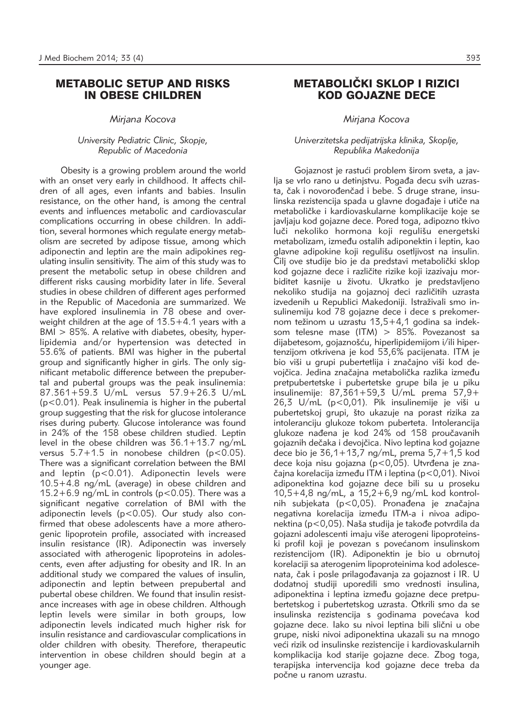# METABOLIC SETUP AND RISKS IN OBESE CHILDREN

*Mirjana Kocova*

*University Pediatric Clinic, Skopje, Republic of Macedonia*

Obesity is a growing problem around the world with an onset very early in childhood. It affects children of all ages, even infants and babies. Insulin resistance, on the other hand, is among the central events and influences metabolic and cardiovascular complications occurring in obese children. In addition, several hormones which regulate energy metabolism are secreted by adipose tissue, among which adiponectin and leptin are the main adipokines regulating insulin sensitivity. The aim of this study was to present the metabolic setup in obese children and different risks causing morbidity later in life. Several studies in obese children of different ages performed in the Republic of Macedonia are summarized. We have explored insulinemia in 78 obese and overweight children at the age of 13.5+4.1 years with a BMI > 85%. A relative with diabetes, obesity, hyperlipidemia and/or hypertension was detected in 53.6% of patients. BMI was higher in the pubertal group and significantly higher in girls. The only significant metabolic difference between the prepubertal and pubertal groups was the peak insulinemia: 87.361+59.3 U/mL versus 57.9+26.3 U/mL ($p<0.01$). Peak insulinemia is higher in the pubertal group suggesting that the risk for glucose intolerance rises during puberty. Glucose intolerance was found in 24% of the 158 obese children studied. Leptin level in the obese children was 36.1+13.7 ng/mL versus 5.7+1.5 in nonobese children ($p<0.05$). There was a significant correlation between the BMI and leptin ($p<0.01$). Adiponectin levels were 10.5+4.8 ng/mL (average) in obese children and 15.2+6.9 ng/mL in controls ($p<0.05$). There was a significant negative correlation of BMI with the adiponectin levels ($p<0.05$). Our study also confirmed that obese adolescents have a more atherogenic lipoprotein profile, associated with increased insulin resistance (IR). Adiponectin was inversely associated with atherogenic lipoproteins in adolescents, even after adjusting for obesity and IR. In an additional study we compared the values of insulin, adiponectin and leptin between prepubertal and pubertal obese children. We found that insulin resistance increases with age in obese children. Although leptin levels were similar in both groups, low adiponectin levels indicated much higher risk for insulin resistance and cardiovascular complications in older children with obesity. Therefore, therapeutic intervention in obese children should begin at a younger age.

# METABOLIČKI SKLOP I RIZICI KOD GOJAZNE DECE

*Mirjana Kocova*

*Univerzitetska pedijatrijska klinika, Skoplje, Republika Makedonija*

Gojaznost je rastući problem širom sveta, a javlja se vrlo rano u detinjstvu. Pogađa decu svih uzrasta, čak i novorođenčad i bebe. S druge strane, insulinska rezistencija spada u glavne događaje i utiče na metaboličke i kardiovaskularne komplikacije koje se javljaju kod gojazne dece. Pored toga, adipozno tkivo luči nekoliko hormona koji regulišu energetski metabolizam, između ostalih adiponektin i leptin, kao glavne adipokine koji regulišu osetljivost na insulin. Cilj ove studije bio je da predstavi metabolički sklop kod gojazne dece i različite rizike koji izazivaju morbiditet kasnije u životu. Ukratko je predstavljeno nekoliko studija na gojaznoj deci različitih uzrasta izvedenih u Republici Makedoniji. Istraživali smo insulinemiju kod 78 gojazne dece i dece s prekomernom težinom u uzrastu 13,5+4,1 godina sa indeksom telesne mase (ITM) > 85%. Povezanost sa dijabetesom, gojaznošću, hiperlipidemijom i/ili hipertenzijom otkrivena je kod 53,6% pacijenata. ITM je bio viši u grupi pubertetlija i značajno viši kod devojčica. Jedina značajna metabolička razlika između pretpubertetske i pubertetske grupe bila je u piku insulinemije: 87,361+59,3 U/mL prema 57,9+26,3 U/mL ($p<0,01$). Pik insulinemije je viši u pubertetskoj grupi, što ukazuje na porast rizika za intoleranciju glukoze tokom puberteta. Intolerancija glukoze nađena je kod 24% od 158 proučavanih gojaznih dečaka i devojčica. Nivo leptina kod gojazne dece bio je 36,1+13,7 ng/mL, prema 5,7+1,5 kod dece koja nisu gojazna ($p<0,05$). Utvrđena je značajna korelacija između ITM i leptina ($p<0,01$). Nivoi adiponektina kod gojazne dece bili su u proseku 10,5+4,8 ng/mL, a 15,2+6,9 ng/mL kod kontrolnih subjekata ($p<0,05$). Pronađena je značajna negativna korelacija između ITM-a i nivoa adiponektina ($p<0,05$). Naša studija je takođe potvrdila da gojazni adolescenti imaju više aterogeni lipoproteinski profil koji je povezan s povećanom insulinskom rezistencijom (IR). Adiponektin je bio u obrnutoj korelaciji sa aterogenim lipoproteinima kod adolescenata, čak i posle prilagođavanja za gojaznost i IR. U dodatnoj studiji uporedili smo vrednosti insulina, adiponektina i leptina između gojazne dece pretpubertetskog i pubertetskog uzrasta. Otkrili smo da se insulinska rezistencija s godinama povećava kod gojazne dece. Iako su nivoi leptina bili slični u obe grupe, niski nivoi adiponektina ukazali su na mnogo veći rizik od insulinske rezistencije i kardiovaskularnih komplikacija kod starije gojazne dece. Zbog toga, terapijska intervencija kod gojazne dece treba da počne u ranom uzrastu.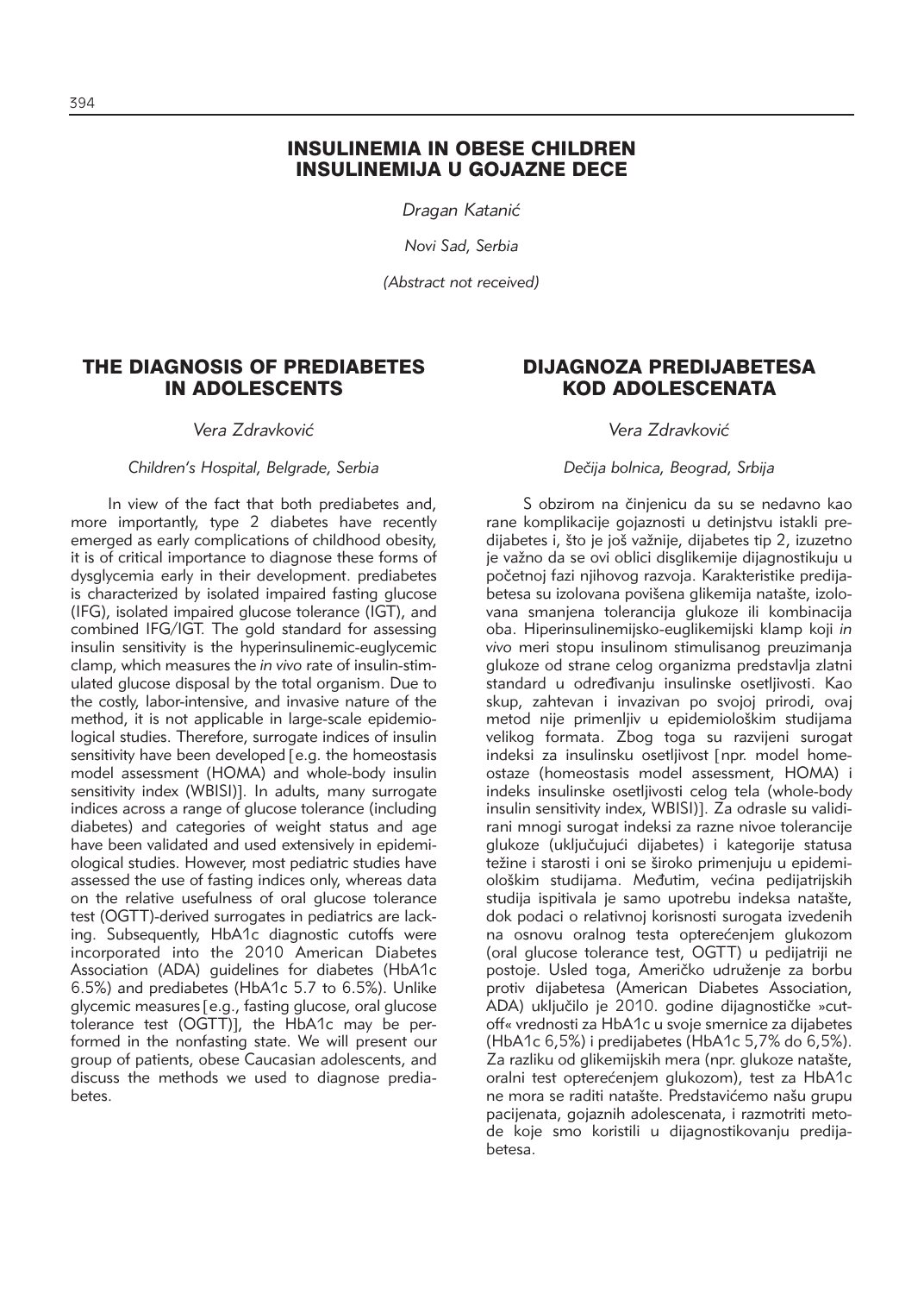# INSULINEMIA IN OBESE CHILDREN
# INSULINEMIJA U GOJAZNE DECE

*Dragan Katanić*

*Novi Sad, Serbia*

*(Abstract not received)*

## THE DIAGNOSIS OF PREDIABETES IN ADOLESCENTS

*Vera Zdravković*

*Children's Hospital, Belgrade, Serbia*

In view of the fact that both prediabetes and, more importantly, type 2 diabetes have recently emerged as early complications of childhood obesity, it is of critical importance to diagnose these forms of dysglycemia early in their development. prediabetes is characterized by isolated impaired fasting glucose (IFG), isolated impaired glucose tolerance (IGT), and combined IFG/IGT. The gold standard for assessing insulin sensitivity is the hyperinsulinemic-euglycemic clamp, which measures the *in vivo* rate of insulin-stimulated glucose disposal by the total organism. Due to the costly, labor-intensive, and invasive nature of the method, it is not applicable in large-scale epidemiological studies. Therefore, surrogate indices of insulin sensitivity have been developed [e.g. the homeostasis model assessment (HOMA) and whole-body insulin sensitivity index (WBISI)]. In adults, many surrogate indices across a range of glucose tolerance (including diabetes) and categories of weight status and age have been validated and used extensively in epidemiological studies. However, most pediatric studies have assessed the use of fasting indices only, whereas data on the relative usefulness of oral glucose tolerance test (OGTT)-derived surrogates in pediatrics are lacking. Subsequently, HbA1c diagnostic cutoffs were incorporated into the 2010 American Diabetes Association (ADA) guidelines for diabetes (HbA1c 6.5%) and prediabetes (HbA1c 5.7 to 6.5%). Unlike glycemic measures [e.g., fasting glucose, oral glucose tolerance test (OGTT)], the HbA1c may be performed in the nonfasting state. We will present our group of patients, obese Caucasian adolescents, and discuss the methods we used to diagnose prediabetes.

## DIJAGNOZA PREDIJABETESA KOD ADOLESCENATA

*Vera Zdravković*

*Dečija bolnica, Beograd, Srbija*

S obzirom na činjenicu da su se nedavno kao rane komplikacije gojaznosti u detinjstvu istakli predijabetes i, što je još važnije, dijabetes tip 2, izuzetno je važno da se ovi oblici disglikemije dijagnostikuju u početnoj fazi njihovog razvoja. Karakteristike predijabetesa su izolovana povišena glikemija natašte, izolovana smanjena tolerancija glukoze ili kombinacija oba. Hiperinsulinemijsko-euglikemijski klamp koji *in vivo* meri stopu insulinom stimulisanog preuzimanja glukoze od strane celog organizma predstavlja zlatni standard u određivanju insulinske osetljivosti. Kao skup, zahtevan i invazivan po svojoj prirodi, ovaj metod nije primenljiv u epidemiološkim studijama velikog formata. Zbog toga su razvijeni surogat indeksi za insulinsku osetljivost [npr. model homeostaze (homeostasis model assessment, HOMA) i indeks insulinske osetljivosti celog tela (whole-body insulin sensitivity index, WBISI)]. Za odrasle su validirani mnogi surogat indeksi za razne nivoe tolerancije glukoze (uključujući dijabetes) i kategorije statusa težine i starosti i oni se široko primenjuju u epidemiološkim studijama. Međutim, većina pedijatrijskih studija ispitivala je samo upotrebu indeksa natašte, dok podaci o relativnoj korisnosti surogata izvedenih na osnovu oralnog testa opterećenjem glukozom (oral glucose tolerance test, OGTT) u pedijatriji ne postoje. Usled toga, Američko udruženje za borbu protiv dijabetesa (American Diabetes Association, ADA) uključilo je 2010. godine dijagnostičke »cut-off« vrednosti za HbA1c u svoje smernice za dijabetes (HbA1c 6,5%) i predijabetes (HbA1c 5,7% do 6,5%). Za razliku od glikemijskih mera (npr. glukoze natašte, oralni test opterećenjem glukozom), test za HbA1c ne mora se raditi natašte. Predstavićemo našu grupu pacijenata, gojaznih adolescenata, i razmotriti metode koje smo koristili u dijagnostikovanju predijabetesa.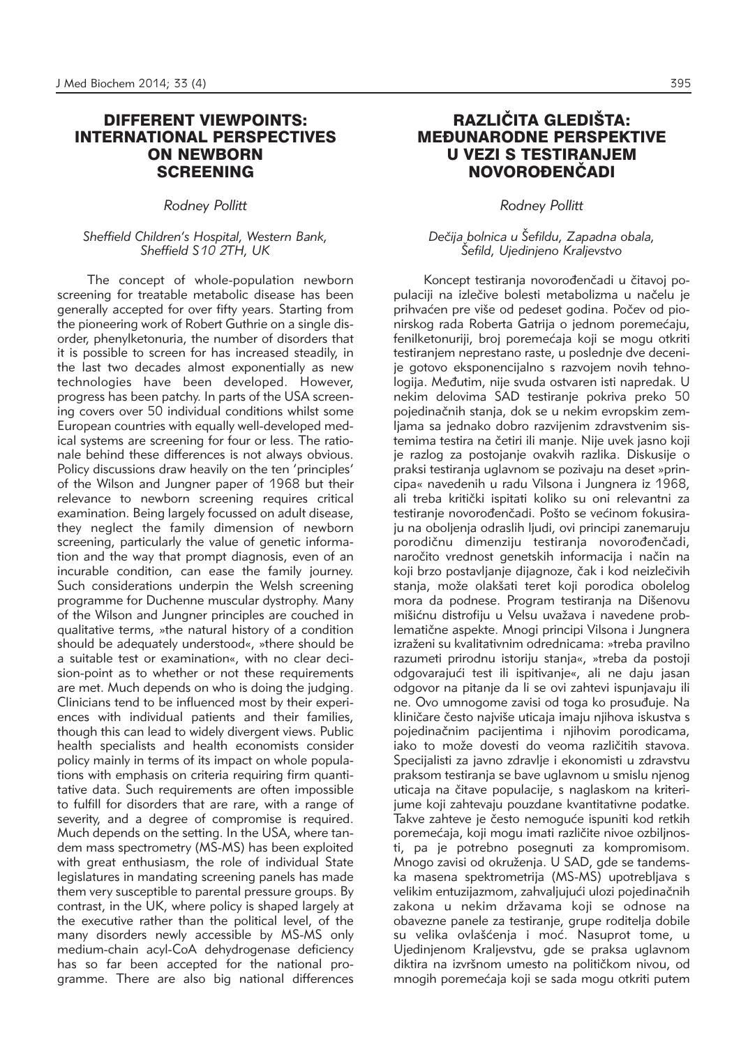# DIFFERENT VIEWPOINTS: INTERNATIONAL PERSPECTIVES ON NEWBORN SCREENING

*Rodney Pollitt*

*Sheffield Children's Hospital, Western Bank, Sheffield S10 2TH, UK*

The concept of whole-population newborn screening for treatable metabolic disease has been generally accepted for over fifty years. Starting from the pioneering work of Robert Guthrie on a single disorder, phenylketonuria, the number of disorders that it is possible to screen for has increased steadily, in the last two decades almost exponentially as new technologies have been developed. However, progress has been patchy. In parts of the USA screening covers over 50 individual conditions whilst some European countries with equally well-developed medical systems are screening for four or less. The rationale behind these differences is not always obvious. Policy discussions draw heavily on the ten 'principles' of the Wilson and Jungner paper of 1968 but their relevance to newborn screening requires critical examination. Being largely focussed on adult disease, they neglect the family dimension of newborn screening, particularly the value of genetic information and the way that prompt diagnosis, even of an incurable condition, can ease the family journey. Such considerations underpin the Welsh screening programme for Duchenne muscular dystrophy. Many of the Wilson and Jungner principles are couched in qualitative terms, »the natural history of a condition should be adequately understood«, »there should be a suitable test or examination«, with no clear decision-point as to whether or not these requirements are met. Much depends on who is doing the judging. Clinicians tend to be influenced most by their experiences with individual patients and their families, though this can lead to widely divergent views. Public health specialists and health economists consider policy mainly in terms of its impact on whole populations with emphasis on criteria requiring firm quantitative data. Such requirements are often impossible to fulfill for disorders that are rare, with a range of severity, and a degree of compromise is required. Much depends on the setting. In the USA, where tandem mass spectrometry (MS-MS) has been exploited with great enthusiasm, the role of individual State legislatures in mandating screening panels has made them very susceptible to parental pressure groups. By contrast, in the UK, where policy is shaped largely at the executive rather than the political level, of the many disorders newly accessible by MS-MS only medium-chain acyl-CoA dehydrogenase deficiency has so far been accepted for the national programme. There are also big national differences

# RAZLIČITA GLEDIŠTA: MEĐUNARODNE PERSPEKTIVE U VEZI S TESTIRANJEM NOVOROĐENČADI

*Rodney Pollitt*

*Dečija bolnica u Šefildu, Zapadna obala, Šefild, Ujedinjeno Kraljevstvo*

Koncept testiranja novorođenčadi u čitavoj populaciji na izlečive bolesti metabolizma u načelu je prihvaćen pre više od pedeset godina. Počev od pionirskog rada Roberta Gatrija o jednom poremećaju, fenilketonuriji, broj poremećaja koji se mogu otkriti testiranjem neprestano raste, u poslednje dve decenije gotovo eksponencijalno s razvojem novih tehnologija. Međutim, nije svuda ostvaren isti napredak. U nekim delovima SAD testiranje pokriva preko 50 pojedinačnih stanja, dok se u nekim evropskim zemljama sa jednako dobro razvijenim zdravstvenim sistemima testira na četiri ili manje. Nije uvek jasno koji je razlog za postojanje ovakvih razlika. Diskusije o praksi testiranja uglavnom se pozivaju na deset »principa« navedenih u radu Vilsona i Jungnera iz 1968, ali treba kritički ispitati koliko su oni relevantni za testiranje novorođenčadi. Pošto se većinom fokusiraju na oboljenja odraslih ljudi, ovi principi zanemaruju porodičnu dimenziju testiranja novorođenčadi, naročito vrednost genetskih informacija i način na koji brzo postavljanje dijagnoze, čak i kod neizlečivih stanja, može olakšati teret koji porodica obolelog mora da podnese. Program testiranja na Dišenovu mišićnu distrofiju u Velsu uvažava i navedene problematične aspekte. Mnogi principi Vilsona i Jungnera izraženi su kvalitativnim odrednicama: »treba pravilno razumeti prirodnu istoriju stanja«, »treba da postoji odgovarajući test ili ispitivanje«, ali ne daju jasan odgovor na pitanje da li se ovi zahtevi ispunjavaju ili ne. Ovo umnogome zavisi od toga ko prosuđuje. Na kliničare često najviše uticaja imaju njihova iskustva s pojedinačnim pacijentima i njihovim porodicama, iako to može dovesti do veoma različitih stavova. Specijalisti za javno zdravlje i ekonomisti u zdravstvu praksom testiranja se bave uglavnom u smislu njenog uticaja na čitave populacije, s naglaskom na kriterijume koji zahtevaju pouzdane kvantitativne podatke. Takve zahteve je često nemoguće ispuniti kod retkih poremećaja, koji mogu imati različite nivoe ozbiljnosti, pa je potrebno posegnuti za kompromisom. Mnogo zavisi od okruženja. U SAD, gde se tandemska masena spektrometrija (MS-MS) upotrebljava s velikim entuzijazmom, zahvaljujući ulozi pojedinačnih zakona u nekim državama koji se odnose na obavezne panele za testiranje, grupe roditelja dobile su velika ovlašćenja i moć. Nasuprot tome, u Ujedinjenom Kraljevstvu, gde se praksa uglavnom diktira na izvršnom umesto na političkom nivou, od mnogih poremećaja koji se sada mogu otkriti putem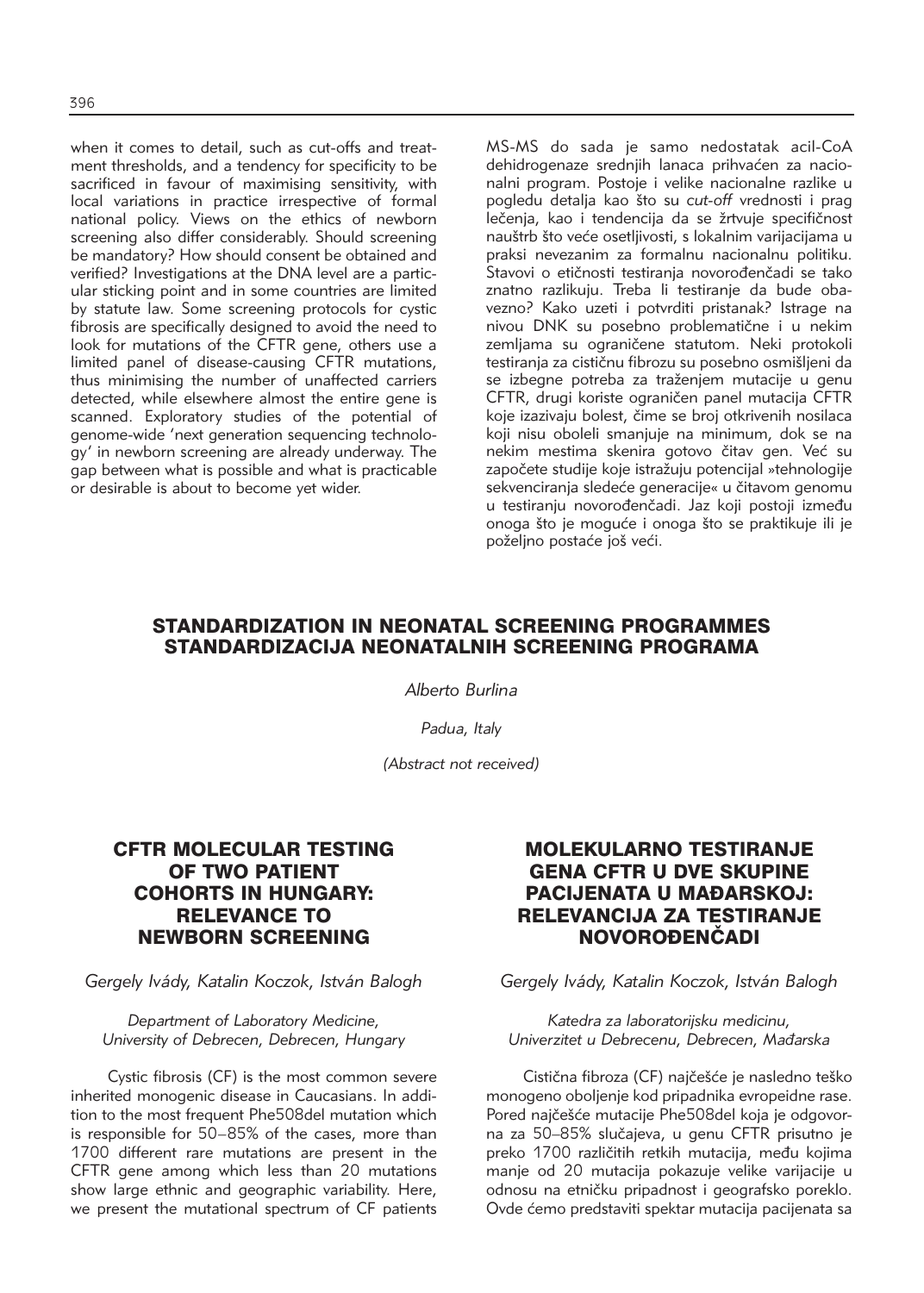when it comes to detail, such as cut-offs and treatment thresholds, and a tendency for specificity to be sacrificed in favour of maximising sensitivity, with local variations in practice irrespective of formal national policy. Views on the ethics of newborn screening also differ considerably. Should screening be mandatory? How should consent be obtained and verified? Investigations at the DNA level are a particular sticking point and in some countries are limited by statute law. Some screening protocols for cystic fibrosis are specifically designed to avoid the need to look for mutations of the CFTR gene, others use a limited panel of disease-causing CFTR mutations, thus minimising the number of unaffected carriers detected, while elsewhere almost the entire gene is scanned. Exploratory studies of the potential of genome-wide 'next generation sequencing technology' in newborn screening are already underway. The gap between what is possible and what is practicable or desirable is about to become yet wider.

MS-MS do sada je samo nedostatak acil-CoA dehidrogenaze srednjih lanaca prihvaćen za nacionalni program. Postoje i velike nacionalne razlike u pogledu detalja kao što su *cut-off* vrednosti i prag lečenja, kao i tendencija da se žrtvuje specifičnost nauštrb što veće osetljivosti, s lokalnim varijacijama u praksi nevezanim za formalnu nacionalnu politiku. Stavovi o etičnosti testiranja novorođenčadi se tako znatno razlikuju. Treba li testiranje da bude obavezno? Kako uzeti i potvrditi pristanak? Istrage na nivou DNK su posebno problematične i u nekim zemljama su ograničene statutom. Neki protokoli testiranja za cističnu fibrozu su posebno osmišljeni da se izbegne potreba za traženjem mutacije u genu CFTR, drugi koriste ograničen panel mutacija CFTR koje izazivaju bolest, čime se broj otkrivenih nosilaca koji nisu oboleli smanjuje na minimum, dok se na nekim mestima skenira gotovo čitav gen. Već su započete studije koje istražuju potencijal »tehnologije sekvenciranja sledeće generacije« u čitavom genomu u testiranju novorođenčadi. Jaz koji postoji između onoga što je moguće i onoga što se praktikuje ili je poželjno postaće još veći.

## STANDARDIZATION IN NEONATAL SCREENING PROGRAMMES
## STANDARDIZACIJA NEONATALNIH SCREENING PROGRAMA

*Alberto Burlina*

*Padua, Italy*

*(Abstract not received)*

## CFTR MOLECULAR TESTING OF TWO PATIENT COHORTS IN HUNGARY: RELEVANCE TO NEWBORN SCREENING

*Gergely Ivády, Katalin Koczok, István Balogh*

*Department of Laboratory Medicine, University of Debrecen, Debrecen, Hungary*

Cystic fibrosis (CF) is the most common severe inherited monogenic disease in Caucasians. In addition to the most frequent Phe508del mutation which is responsible for 50–85% of the cases, more than 1700 different rare mutations are present in the CFTR gene among which less than 20 mutations show large ethnic and geographic variability. Here, we present the mutational spectrum of CF patients

## MOLEKULARNO TESTIRANJE GENA CFTR U DVE SKUPINE PACIJENATA U MAĐARSKOJ: RELEVANCIJA ZA TESTIRANJE NOVOROĐENČADI

*Gergely Ivády, Katalin Koczok, István Balogh*

*Katedra za laboratorijsku medicinu, Univerzitet u Debrecenu, Debrecen, Mađarska*

Cistična fibroza (CF) najčešće je nasledno teško monogeno oboljenje kod pripadnika evropeidne rase. Pored najčešće mutacije Phe508del koja je odgovorna za 50–85% slučajeva, u genu CFTR prisutno je preko 1700 različitih retkih mutacija, među kojima manje od 20 mutacija pokazuje velike varijacije u odnosu na etničku pripadnost i geografsko poreklo. Ovde ćemo predstaviti spektar mutacija pacijenata sa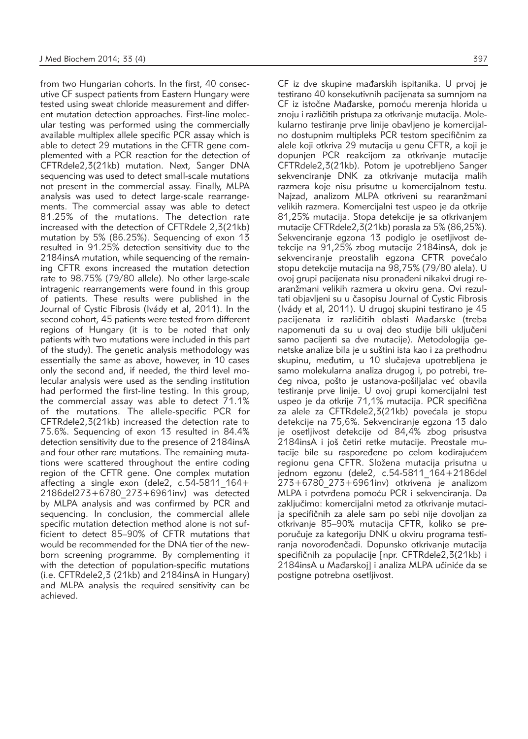from two Hungarian cohorts. In the first, 40 consecutive CF suspect patients from Eastern Hungary were tested using sweat chloride measurement and different mutation detection approaches. First-line molecular testing was performed using the commercially available multiplex allele specific PCR assay which is able to detect 29 mutations in the CFTR gene complemented with a PCR reaction for the detection of CFTRdele2,3(21kb) mutation. Next, Sanger DNA sequencing was used to detect small-scale mutations not present in the commercial assay. Finally, MLPA analysis was used to detect large-scale rearrangements. The commercial assay was able to detect 81.25% of the mutations. The detection rate increased with the detection of CFTRdele 2,3(21kb) mutation by 5% (86.25%). Sequencing of exon 13 resulted in 91.25% detection sensitivity due to the 2184insA mutation, while sequencing of the remaining CFTR exons increased the mutation detection rate to 98.75% (79/80 allele). No other large-scale intragenic rearrangements were found in this group of patients. These results were published in the Journal of Cystic Fibrosis (Ivády et al, 2011). In the second cohort, 45 patients were tested from different regions of Hungary (it is to be noted that only patients with two mutations were included in this part of the study). The genetic analysis methodology was essentially the same as above, however, in 10 cases only the second and, if needed, the third level molecular analysis were used as the sending institution had performed the first-line testing. In this group, the commercial assay was able to detect 71.1% of the mutations. The allele-specific PCR for CFTRdele2,3(21kb) increased the detection rate to 75.6%. Sequencing of exon 13 resulted in 84.4% detection sensitivity due to the presence of 2184insA and four other rare mutations. The remaining mutations were scattered throughout the entire coding region of the CFTR gene. One complex mutation affecting a single exon (dele2, c.54-5811_164+2186del273+6780_273+6961inv) was detected by MLPA analysis and was confirmed by PCR and sequencing. In conclusion, the commercial allele specific mutation detection method alone is not sufficient to detect 85–90% of CFTR mutations that would be recommended for the DNA tier of the newborn screening programme. By complementing it with the detection of population-specific mutations (i.e. CFTRdele2,3 (21kb) and 2184insA in Hungary) and MLPA analysis the required sensitivity can be achieved.

CF iz dve skupine mađarskih ispitanika. U prvoj je testirano 40 konsekutivnih pacijenata sa sumnjom na CF iz istočne Mađarske, pomoću merenja hlorida u znoju i različitih pristupa za otkrivanje mutacija. Molekularno testiranje prve linije obavljeno je komercijalno dostupnim multipleks PCR testom specifičnim za alele koji otkriva 29 mutacija u genu CFTR, a koji je dopunjen PCR reakcijom za otkrivanje mutacije CFTRdele2,3(21kb). Potom je upotrebljeno Sanger sekvenciranje DNK za otkrivanje mutacija malih razmera koje nisu prisutne u komercijalnom testu. Najzad, analizom MLPA otkriveni su rearanžmani velikih razmera. Komercijalni test uspeo je da otkrije 81,25% mutacija. Stopa detekcije je sa otkrivanjem mutacije CFTRdele2,3(21kb) porasla za 5% (86,25%). Sekvenciranje egzona 13 podiglo je osetljivost detekcije na 91,25% zbog mutacije 2184insA, dok je sekvenciranje preostalih egzona CFTR povećalo stopu detekcije mutacija na 98,75% (79/80 alela). U ovoj grupi pacijenata nisu pronađeni nikakvi drugi rearanžmani velikih razmera u okviru gena. Ovi rezultati objavljeni su u časopisu Journal of Cystic Fibrosis (Ivády et al, 2011). U drugoj skupini testirano je 45 pacijenata iz različitih oblasti Mađarske (treba napomenuti da su u ovaj deo studije bili uključeni samo pacijenti sa dve mutacije). Metodologija genetske analize bila je u suštini ista kao i za prethodnu skupinu, međutim, u 10 slučajeva upotrebljena je samo molekularna analiza drugog i, po potrebi, trećeg nivoa, pošto je ustanova-pošiljalac već obavila testiranje prve linije. U ovoj grupi komercijalni test uspeo je da otkrije 71,1% mutacija. PCR specifična za alele za CFTRdele2,3(21kb) povećala je stopu detekcije na 75,6%. Sekvenciranje egzona 13 dalo je osetljivost detekcije od 84,4% zbog prisustva 2184insA i još četiri retke mutacije. Preostale mutacije bile su raspoređene po celom kodirajućem regionu gena CFTR. Složena mutacija prisutna u jednom egzonu (dele2, c.54-5811_164+2186del 273+6780_273+6961inv) otkrivena je analizom MLPA i potvrđena pomoću PCR i sekvenciranja. Da zaključimo: komercijalni metod za otkrivanje mutacija specifičnih za alele sam po sebi nije dovoljan za otkrivanje 85–90% mutacija CFTR, koliko se preporučuje za kategoriju DNK u okviru programa testiranja novorođenčadi. Dopunsko otkrivanje mutacija specifičnih za populacije [npr. CFTRdele2,3(21kb) i 2184insA u Mađarskoj] i analiza MLPA učiniće da se postigne potrebna osetljivost.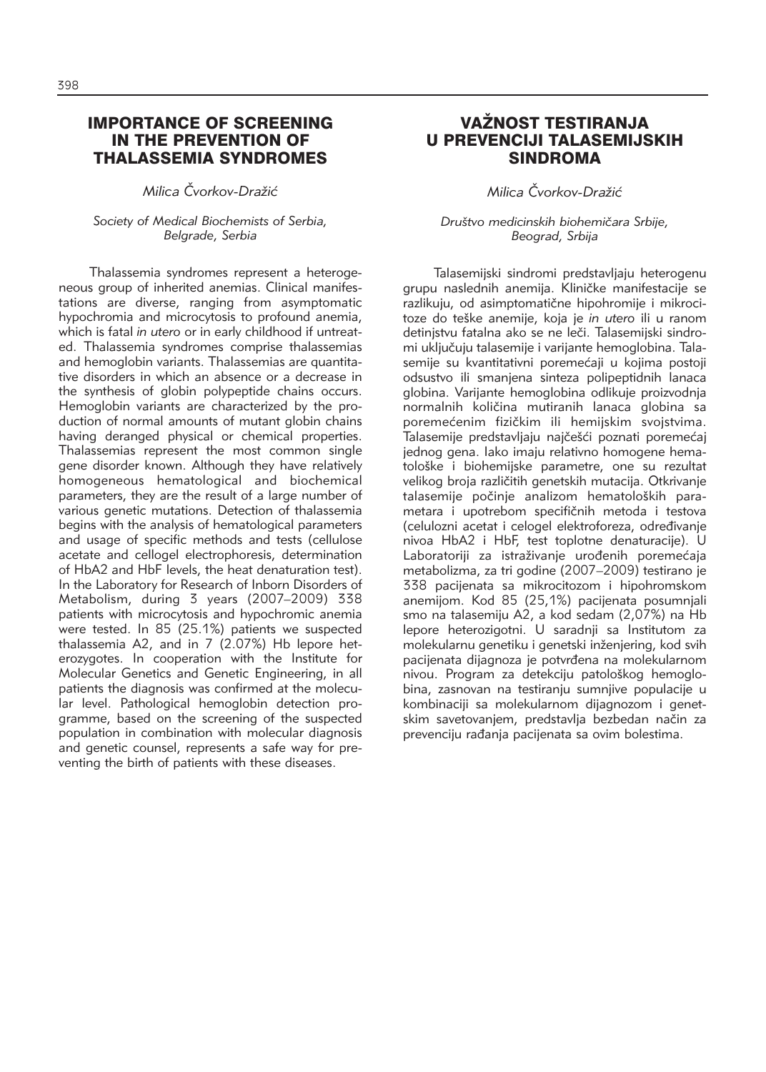## IMPORTANCE OF SCREENING IN THE PREVENTION OF THALASSEMIA SYNDROMES

*Milica Čvorkov-Dražić*

*Society of Medical Biochemists of Serbia, Belgrade, Serbia*

Thalassemia syndromes represent a heterogeneous group of inherited anemias. Clinical manifestations are diverse, ranging from asymptomatic hypochromia and microcytosis to profound anemia, which is fatal *in utero* or in early childhood if untreated. Thalassemia syndromes comprise thalassemias and hemoglobin variants. Thalassemias are quantitative disorders in which an absence or a decrease in the synthesis of globin polypeptide chains occurs. Hemoglobin variants are characterized by the production of normal amounts of mutant globin chains having deranged physical or chemical properties. Thalassemias represent the most common single gene disorder known. Although they have relatively homogeneous hematological and biochemical parameters, they are the result of a large number of various genetic mutations. Detection of thalassemia begins with the analysis of hematological parameters and usage of specific methods and tests (cellulose acetate and cellogel electrophoresis, determination of HbA2 and HbF levels, the heat denaturation test). In the Laboratory for Research of Inborn Disorders of Metabolism, during 3 years (2007–2009) 338 patients with microcytosis and hypochromic anemia were tested. In 85 (25.1%) patients we suspected thalassemia A2, and in 7 (2.07%) Hb lepore heterozygotes. In cooperation with the Institute for Molecular Genetics and Genetic Engineering, in all patients the diagnosis was confirmed at the molecular level. Pathological hemoglobin detection programme, based on the screening of the suspected population in combination with molecular diagnosis and genetic counsel, represents a safe way for preventing the birth of patients with these diseases.

## VAŽNOST TESTIRANJA U PREVENCIJI TALASEMIJSKIH SINDROMA

*Milica Čvorkov-Dražić*

*Društvo medicinskih biohemičara Srbije, Beograd, Srbija*

Talasemijski sindromi predstavljaju heterogenu grupu naslednih anemija. Kliničke manifestacije se razlikuju, od asimptomatične hipohromije i mikrocitoze do teške anemije, koja je *in utero* ili u ranom detinjstvu fatalna ako se ne leči. Talasemijski sindromi uključuju talasemije i varijante hemoglobina. Talasemije su kvantitativni poremećaji u kojima postoji odsustvo ili smanjena sinteza polipeptidnih lanaca globina. Varijante hemoglobina odlikuje proizvodnja normalnih količina mutiranih lanaca globina sa poremećenim fizičkim ili hemijskim svojstvima. Talasemije predstavljaju najčešći poznati poremećaj jednog gena. Iako imaju relativno homogene hematološke i biohemijske parametre, one su rezultat velikog broja različitih genetskih mutacija. Otkrivanje talasemije počinje analizom hematoloških parametara i upotrebom specifičnih metoda i testova (celulozni acetat i celogel elektroforeza, određivanje nivoa HbA2 i HbF, test toplotne denaturacije). U Laboratoriji za istraživanje urođenih poremećaja metabolizma, za tri godine (2007–2009) testirano je 338 pacijenata sa mikrocitozom i hipohromskom anemijom. Kod 85 (25,1%) pacijenata posumnjali smo na talasemiju A2, a kod sedam (2,07%) na Hb lepore heterozigotni. U saradnji sa Institutom za molekularnu genetiku i genetski inženjering, kod svih pacijenata dijagnoza je potvrđena na molekularnom nivou. Program za detekciju patološkog hemoglobina, zasnovan na testiranju sumnjive populacije u kombinaciji sa molekularnom dijagnozom i genetskim savetovanjem, predstavlja bezbedan način za prevenciju rađanja pacijenata sa ovim bolestima.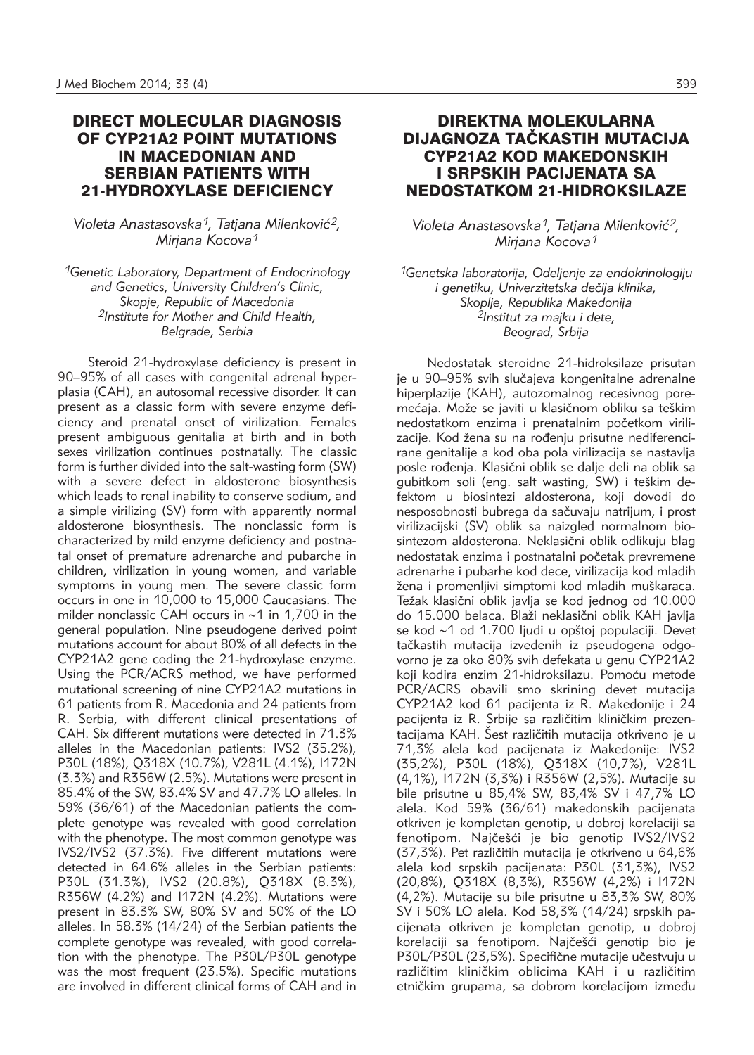# DIRECT MOLECULAR DIAGNOSIS OF CYP21A2 POINT MUTATIONS IN MACEDONIAN AND SERBIAN PATIENTS WITH 21-HYDROXYLASE DEFICIENCY

*Violeta Anastasovska[1], Tatjana Milenković[2], Mirjana Kocova[1]*

[1]*Genetic Laboratory, Department of Endocrinology and Genetics, University Children's Clinic, Skopje, Republic of Macedonia*
[2]*Institute for Mother and Child Health, Belgrade, Serbia*

Steroid 21-hydroxylase deficiency is present in 90–95% of all cases with congenital adrenal hyperplasia (CAH), an autosomal recessive disorder. It can present as a classic form with severe enzyme deficiency and prenatal onset of virilization. Females present ambiguous genitalia at birth and in both sexes virilization continues postnatally. The classic form is further divided into the salt-wasting form (SW) with a severe defect in aldosterone biosynthesis which leads to renal inability to conserve sodium, and a simple virilizing (SV) form with apparently normal aldosterone biosynthesis. The nonclassic form is characterized by mild enzyme deficiency and postnatal onset of premature adrenarche and pubarche in children, virilization in young women, and variable symptoms in young men. The severe classic form occurs in one in 10,000 to 15,000 Caucasians. The milder nonclassic CAH occurs in ~1 in 1,700 in the general population. Nine pseudogene derived point mutations account for about 80% of all defects in the CYP21A2 gene coding the 21-hydroxylase enzyme. Using the PCR/ACRS method, we have performed mutational screening of nine CYP21A2 mutations in 61 patients from R. Macedonia and 24 patients from R. Serbia, with different clinical presentations of CAH. Six different mutations were detected in 71.3% alleles in the Macedonian patients: IVS2 (35.2%), P30L (18%), Q318X (10.7%), V281L (4.1%), I172N (3.3%) and R356W (2.5%). Mutations were present in 85.4% of the SW, 83.4% SV and 47.7% LO alleles. In 59% (36/61) of the Macedonian patients the complete genotype was revealed with good correlation with the phenotype. The most common genotype was IVS2/IVS2 (37.3%). Five different mutations were detected in 64.6% alleles in the Serbian patients: P30L (31.3%), IVS2 (20.8%), Q318X (8.3%), R356W (4.2%) and I172N (4.2%). Mutations were present in 83.3% SW, 80% SV and 50% of the LO alleles. In 58.3% (14/24) of the Serbian patients the complete genotype was revealed, with good correlation with the phenotype. The P30L/P30L genotype was the most frequent (23.5%). Specific mutations are involved in different clinical forms of CAH and in

# DIREKTNA MOLEKULARNA DIJAGNOZA TAČKASTIH MUTACIJA CYP21A2 KOD MAKEDONSKIH I SRPSKIH PACIJENATA SA NEDOSTATKOM 21-HIDROKSILAZE

*Violeta Anastasovska[1], Tatjana Milenković[2], Mirjana Kocova[1]*

[1]*Genetska laboratorija, Odeljenje za endokrinologiju i genetiku, Univerzitetska dečija klinika, Skoplje, Republika Makedonija*
[2]*Institut za majku i dete, Beograd, Srbija*

Nedostatak steroidne 21-hidroksilaze prisutan je u 90–95% svih slučajeva kongenitalne adrenalne hiperplazije (KAH), autozomalnog recesivnog poremećaja. Može se javiti u klasičnom obliku sa teškim nedostatkom enzima i prenatalnim početkom virilizacije. Kod žena su na rođenju prisutne nediferencirane genitalije a kod oba pola virilizacija se nastavlja posle rođenja. Klasični oblik se dalje deli na oblik sa gubitkom soli (eng. salt wasting, SW) i teškim defektom u biosintezi aldosterona, koji dovodi do nesposobnosti bubrega da sačuvaju natrijum, i prost virilizacijski (SV) oblik sa naizgled normalnom biosintezom aldosterona. Neklasični oblik odlikuju blag nedostatak enzima i postnatalni početak prevremene adrenarhe i pubarhe kod dece, virilizacija kod mladih žena i promenljivi simptomi kod mladih muškaraca. Težak klasični oblik javlja se kod jednog od 10.000 do 15.000 belaca. Blaži neklasični oblik KAH javlja se kod ~1 od 1.700 ljudi u opštoj populaciji. Devet tačkastih mutacija izvedenih iz pseudogena odgovorno je za oko 80% svih defekata u genu CYP21A2 koji kodira enzim 21-hidroksilazu. Pomoću metode PCR/ACRS obavili smo skrining devet mutacija CYP21A2 kod 61 pacijenta iz R. Makedonije i 24 pacijenta iz R. Srbije sa različitim kliničkim prezentacijama KAH. Šest različitih mutacija otkriveno je u 71,3% alela kod pacijenata iz Makedonije: IVS2 (35,2%), P30L (18%), Q318X (10,7%), V281L (4,1%), I172N (3,3%) i R356W (2,5%). Mutacije su bile prisutne u 85,4% SW, 83,4% SV i 47,7% LO alela. Kod 59% (36/61) makedonskih pacijenata otkriven je kompletan genotip, u dobroj korelaciji sa fenotipom. Najčešći je bio genotip IVS2/IVS2 (37,3%). Pet različitih mutacija je otkriveno u 64,6% alela kod srpskih pacijenata: P30L (31,3%), IVS2 (20,8%), Q318X (8,3%), R356W (4,2%) i I172N (4,2%). Mutacije su bile prisutne u 83,3% SW, 80% SV i 50% LO alela. Kod 58,3% (14/24) srpskih pacijenata otkriven je kompletan genotip, u dobroj korelaciji sa fenotipom. Najčešći genotip bio je P30L/P30L (23,5%). Specifične mutacije učestvuju u različitim kliničkim oblicima KAH i u različitim etničkim grupama, sa dobrom korelacijom između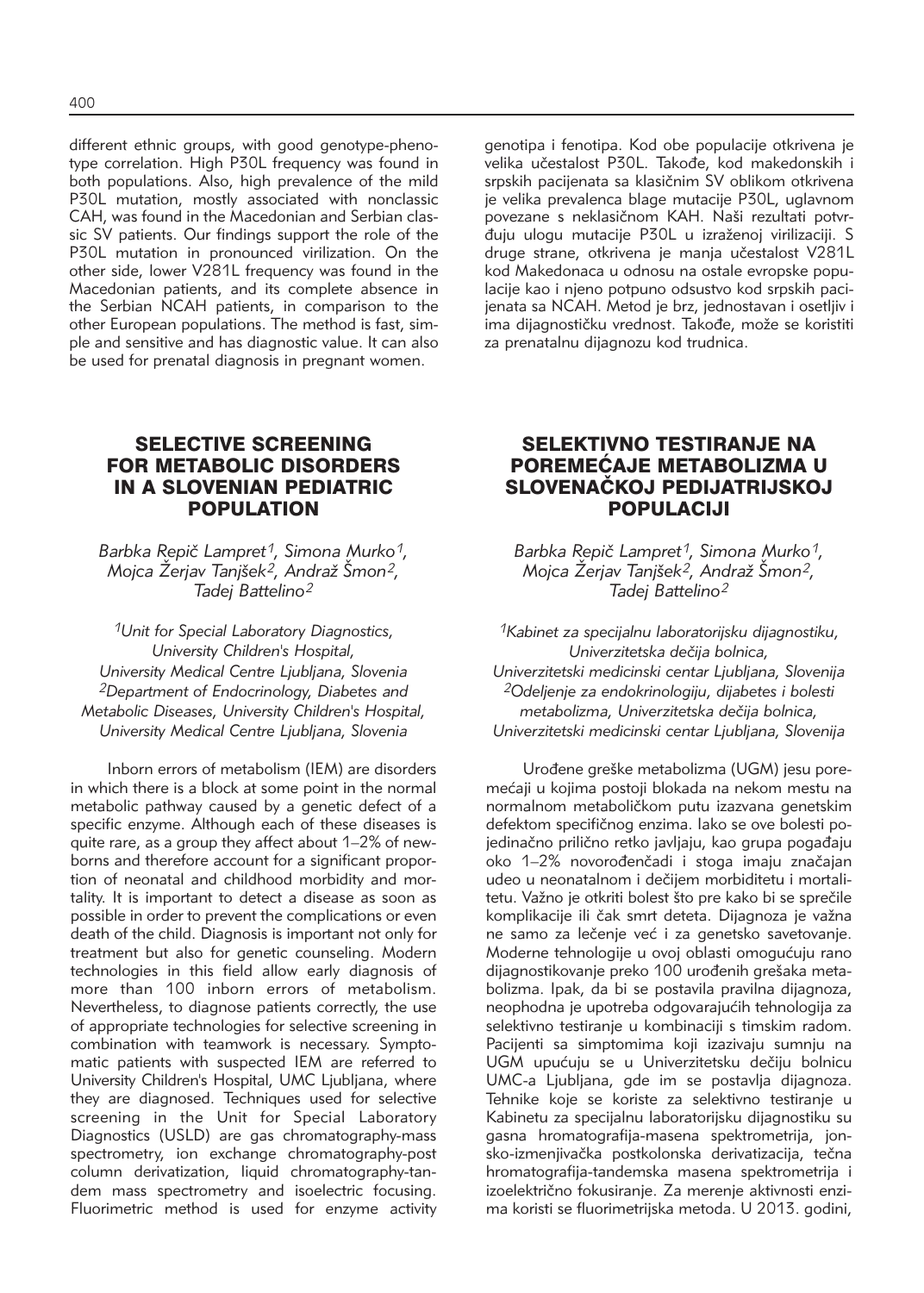different ethnic groups, with good genotype-phenotype correlation. High P30L frequency was found in both populations. Also, high prevalence of the mild P30L mutation, mostly associated with nonclassic CAH, was found in the Macedonian and Serbian classic SV patients. Our findings support the role of the P30L mutation in pronounced virilization. On the other side, lower V281L frequency was found in the Macedonian patients, and its complete absence in the Serbian NCAH patients, in comparison to the other European populations. The method is fast, simple and sensitive and has diagnostic value. It can also be used for prenatal diagnosis in pregnant women.

genotipa i fenotipa. Kod obe populacije otkrivena je velika učestalost P30L. Takođe, kod makedonskih i srpskih pacijenata sa klasičnim SV oblikom otkrivena je velika prevalenca blage mutacije P30L, uglavnom povezane s neklasičnom KAH. Naši rezultati potvrđuju ulogu mutacije P30L u izraženoj virilizaciji. S druge strane, otkrivena je manja učestalost V281L kod Makedonaca u odnosu na ostale evropske populacije kao i njeno potpuno odsustvo kod srpskih pacijenata sa NCAH. Metod je brz, jednostavan i osetljiv i ima dijagnostičku vrednost. Takođe, može se koristiti za prenatalnu dijagnozu kod trudnica.

## SELECTIVE SCREENING FOR METABOLIC DISORDERS IN A SLOVENIAN PEDIATRIC POPULATION

*Barbka Repič Lampret[1], Simona Murko[1], Mojca Žerjav Tanjšek[2], Andraž Šmon[2], Tadej Battelino[2]*

*[1]Unit for Special Laboratory Diagnostics, University Children's Hospital, University Medical Centre Ljubljana, Slovenia*
*[2]Department of Endocrinology, Diabetes and Metabolic Diseases, University Children's Hospital, University Medical Centre Ljubljana, Slovenia*

Inborn errors of metabolism (IEM) are disorders in which there is a block at some point in the normal metabolic pathway caused by a genetic defect of a specific enzyme. Although each of these diseases is quite rare, as a group they affect about 1–2% of newborns and therefore account for a significant proportion of neonatal and childhood morbidity and mortality. It is important to detect a disease as soon as possible in order to prevent the complications or even death of the child. Diagnosis is important not only for treatment but also for genetic counseling. Modern technologies in this field allow early diagnosis of more than 100 inborn errors of metabolism. Nevertheless, to diagnose patients correctly, the use of appropriate technologies for selective screening in combination with teamwork is necessary. Symptomatic patients with suspected IEM are referred to University Children's Hospital, UMC Ljubljana, where they are diagnosed. Techniques used for selective screening in the Unit for Special Laboratory Diagnostics (USLD) are gas chromatography-mass spectrometry, ion exchange chromatography-post column derivatization, liquid chromatography-tandem mass spectrometry and isoelectric focusing. Fluorimetric method is used for enzyme activity

## SELEKTIVNO TESTIRANJE NA POREMEĆAJE METABOLIZMA U SLOVENAČKOJ PEDIJATRIJSKOJ POPULACIJI

*Barbka Repič Lampret[1], Simona Murko[1], Mojca Žerjav Tanjšek[2], Andraž Šmon[2], Tadej Battelino[2]*

*[1]Kabinet za specijalnu laboratorijsku dijagnostiku, Univerzitetska dečija bolnica, Univerzitetski medicinski centar Ljubljana, Slovenija*
*[2]Odeljenje za endokrinologiju, dijabetes i bolesti metabolizma, Univerzitetska dečija bolnica, Univerzitetski medicinski centar Ljubljana, Slovenija*

Urođene greške metabolizma (UGM) jesu poremećaji u kojima postoji blokada na nekom mestu na normalnom metaboličkom putu izazvana genetskim defektom specifičnog enzima. Iako se ove bolesti pojedinačno prilično retko javljaju, kao grupa pogađaju oko 1–2% novorođenčadi i stoga imaju značajan udeo u neonatalnom i dečijem morbiditetu i mortalitetu. Važno je otkriti bolest što pre kako bi se sprečile komplikacije ili čak smrt deteta. Dijagnoza je važna ne samo za lečenje već i za genetsko savetovanje. Moderne tehnologije u ovoj oblasti omogućuju rano dijagnostikovanje preko 100 urođenih grešaka metabolizma. Ipak, da bi se postavila pravilna dijagnoza, neophodna je upotreba odgovarajućih tehnologija za selektivno testiranje u kombinaciji s timskim radom. Pacijenti sa simptomima koji izazivaju sumnju na UGM upućuju se u Univerzitetsku dečiju bolnicu UMC-a Ljubljana, gde im se postavlja dijagnoza. Tehnike koje se koriste za selektivno testiranje u Kabinetu za specijalnu laboratorijsku dijagnostiku su gasna hromatografija-masena spektrometrija, jonsko-izmenjivačka postkolonska derivatizacija, tečna hromatografija-tandemska masena spektrometrija i izoelektrično fokusiranje. Za merenje aktivnosti enzima koristi se fluorimetrijska metoda. U 2013. godini,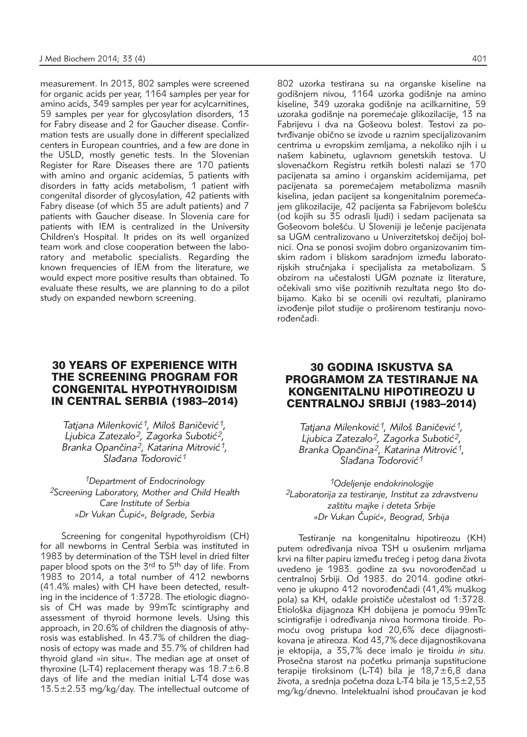measurement. In 2013, 802 samples were screened for organic acids per year, 1164 samples per year for amino acids, 349 samples per year for acylcarnitines, 59 samples per year for glycosylation disorders, 13 for Fabry disease and 2 for Gaucher disease. Confirmation tests are usually done in different specialized centers in European countries, and a few are done in the USLD, mostly genetic tests. In the Slovenian Register for Rare Diseases there are 170 patients with amino and organic acidemias, 5 patients with disorders in fatty acids metabolism, 1 patient with congenital disorder of glycosylation, 42 patients with Fabry disease (of which 35 are adult patients) and 7 patients with Gaucher disease. In Slovenia care for patients with IEM is centralized in the University Children's Hospital. It prides on its well organized team work and close cooperation between the laboratory and metabolic specialists. Regarding the known frequencies of IEM from the literature, we would expect more positive results than obtained. To evaluate these results, we are planning to do a pilot study on expanded newborn screening.

802 uzorka testirana su na organske kiseline na godišnjem nivou, 1164 uzorka godišnje na amino kiseline, 349 uzoraka godišnje na acilkarnitine, 59 uzoraka godišnje na poremećaje glikozilacije, 13 na Fabrijevu i dva na Gošeovu bolest. Testovi za potvrđivanje obično se izvode u raznim specijalizovanim centrima u evropskim zemljama, a nekoliko njih i u našem kabinetu, uglavnom genetskih testova. U slovenačkom Registru retkih bolesti nalazi se 170 pacijenata sa amino i organskim acidemijama, pet pacijenata sa poremećajem metabolizma masnih kiselina, jedan pacijent sa kongenitalnim poremećajem glikozilacije, 42 pacijenta sa Fabrijevom bolešću (od kojih su 35 odrasli ljudi) i sedam pacijenata sa Gošeovom bolešću. U Sloveniji je lečenje pacijenata sa UGM centralizovano u Univerzitetskoj dečijoj bolnici. Ona se ponosi svojim dobro organizovanim timskim radom i bliskom saradnjom između laboratorijskih stručnjaka i specijalista za metabolizam. S obzirom na učestalosti UGM poznate iz literature, očekivali smo više pozitivnih rezultata nego što dobijamo. Kako bi se ocenili ovi rezultati, planiramo izvođenje pilot studije o proširenom testiranju novorođenčadi.

## 30 YEARS OF EXPERIENCE WITH THE SCREENING PROGRAM FOR CONGENITAL HYPOTHYROIDISM IN CENTRAL SERBIA (1983–2014)

*Tatjana Milenković[1], Miloš Baničević[1], Ljubica Zatezalo[2], Zagorka Subotić[2], Branka Opančina[2], Katarina Mitrović[1], Slađana Todorović[1]*

*[1]Department of Endocrinology*
*[2]Screening Laboratory, Mother and Child Health Care Institute of Serbia »Dr Vukan Čupić«, Belgrade, Serbia*

Screening for congenital hypothyroidism (CH) for all newborns in Central Serbia was instituted in 1983 by determination of the TSH level in dried filter paper blood spots on the 3rd to 5th day of life. From 1983 to 2014, a total number of 412 newborns (41.4% males) with CH have been detected, resulting in the incidence of 1:3728. The etiologic diagnosis of CH was made by 99mTc scintigraphy and assessment of thyroid hormone levels. Using this approach, in 20.6% of children the diagnosis of athyrosis was established. In 43.7% of children the diagnosis of ectopy was made and 35.7% of children had thyroid gland »in situ«. The median age at onset of thyroxine (L-T4) replacement therapy was 18.7±6.8 days of life and the median initial L-T4 dose was 13.5±2.53 mg/kg/day. The intellectual outcome of

## 30 GODINA ISKUSTVA SA PROGRAMOM ZA TESTIRANJE NA KONGENITALNU HIPOTIREOZU U CENTRALNOJ SRBIJI (1983–2014)

*Tatjana Milenković[1], Miloš Baničević[1], Ljubica Zatezalo[2], Zagorka Subotić[2], Branka Opančina[2], Katarina Mitrović[1], Slađana Todorović[1]*

*[1]Odeljenje endokrinologije*
*[2]Laboratorija za testiranje, Institut za zdravstvenu zaštitu majke i deteta Srbije »Dr Vukan Čupić«, Beograd, Srbija*

Testiranje na kongenitalnu hipotireozu (KH) putem određivanja nivoa TSH u osušenim mrljama krvi na filter papiru između trećeg i petog dana života uvedeno je 1983. godine za svu novorođenčad u centralnoj Srbiji. Od 1983. do 2014. godine otkriveno je ukupno 412 novorođenčadi (41,4% muškog pola) sa KH, odakle proističe učestalost od 1:3728. Etiološka dijagnoza KH dobijena je pomoću 99mTc scintigrafije i određivanja nivoa hormona tiroide. Pomoću ovog pristupa kod 20,6% dece dijagnostikovana je atireoza. Kod 43,7% dece dijagnostikovana je ektopija, a 35,7% dece imalo je tiroidu *in situ*. Prosečna starost na početku primanja supstitucione terapije tiroksinom (L-T4) bila je 18,7±6,8 dana života, a srednja početna doza L-T4 bila je 13,5±2,53 mg/kg/dnevno. Intelektualni ishod proučavan je kod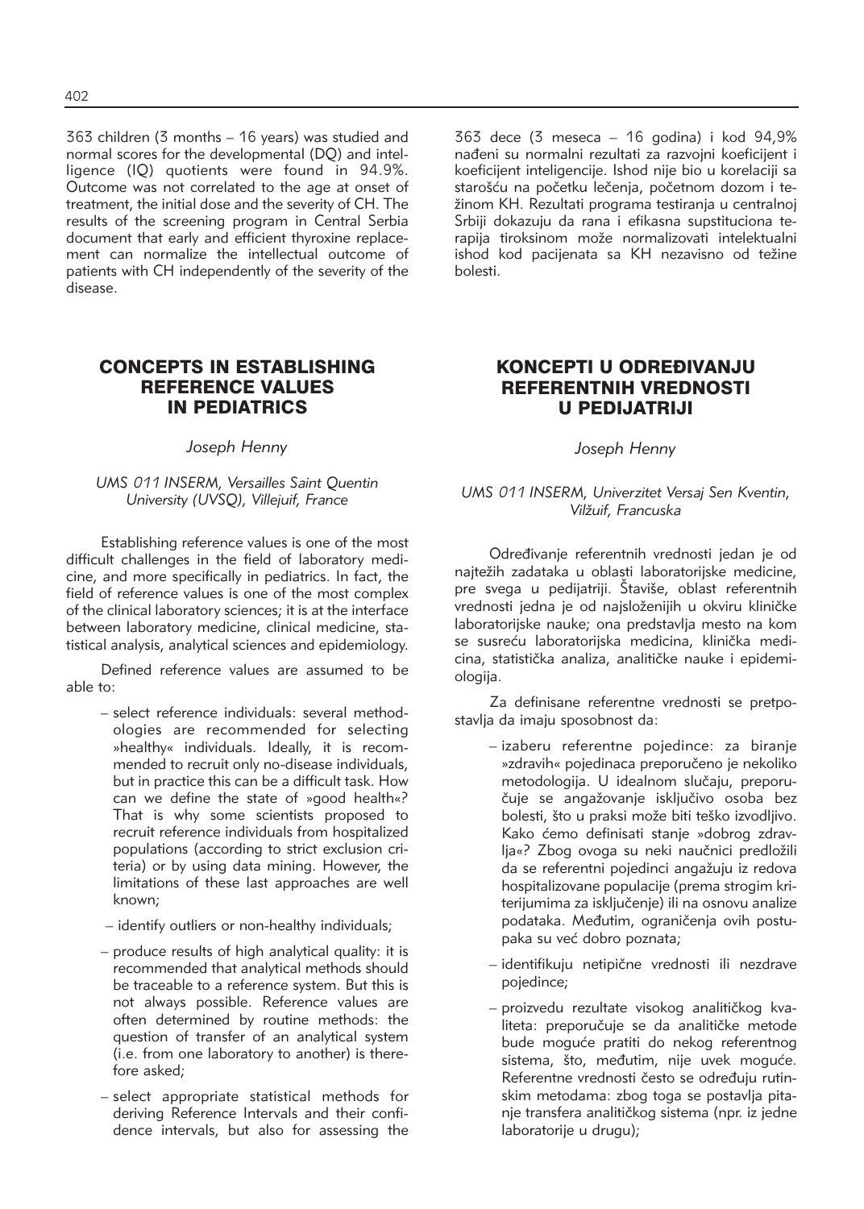363 children (3 months – 16 years) was studied and normal scores for the developmental (DQ) and intelligence (IQ) quotients were found in 94.9%. Outcome was not correlated to the age at onset of treatment, the initial dose and the severity of CH. The results of the screening program in Central Serbia document that early and efficient thyroxine replacement can normalize the intellectual outcome of patients with CH independently of the severity of the disease.

363 dece (3 meseca – 16 godina) i kod 94,9% nađeni su normalni rezultati za razvojni koeficijent i koeficijent inteligencije. Ishod nije bio u korelaciji sa starošću na početku lečenja, početnom dozom i težinom KH. Rezultati programa testiranja u centralnoj Srbiji dokazuju da rana i efikasna supstituciona terapija tiroksinom može normalizovati intelektualni ishod kod pacijenata sa KH nezavisno od težine bolesti.

## CONCEPTS IN ESTABLISHING REFERENCE VALUES IN PEDIATRICS

*Joseph Henny*

*UMS 011 INSERM, Versailles Saint Quentin University (UVSQ), Villejuif, France*

Establishing reference values is one of the most difficult challenges in the field of laboratory medicine, and more specifically in pediatrics. In fact, the field of reference values is one of the most complex of the clinical laboratory sciences; it is at the interface between laboratory medicine, clinical medicine, statistical analysis, analytical sciences and epidemiology.

Defined reference values are assumed to be able to:

- select reference individuals: several methodologies are recommended for selecting »healthy« individuals. Ideally, it is recommended to recruit only no-disease individuals, but in practice this can be a difficult task. How can we define the state of »good health«? That is why some scientists proposed to recruit reference individuals from hospitalized populations (according to strict exclusion criteria) or by using data mining. However, the limitations of these last approaches are well known;
- identify outliers or non-healthy individuals;
- produce results of high analytical quality: it is recommended that analytical methods should be traceable to a reference system. But this is not always possible. Reference values are often determined by routine methods: the question of transfer of an analytical system (i.e. from one laboratory to another) is therefore asked;
- select appropriate statistical methods for deriving Reference Intervals and their confidence intervals, but also for assessing the

## KONCEPTI U ODREĐIVANJU REFERENTNIH VREDNOSTI U PEDIJATRIJI

*Joseph Henny*

*UMS 011 INSERM, Univerzitet Versaj Sen Kventin, Vilžuif, Francuska*

Određivanje referentnih vrednosti jedan je od najtežih zadataka u oblasti laboratorijske medicine, pre svega u pedijatriji. Štaviše, oblast referentnih vrednosti jedna je od najsloženijih u okviru kliničke laboratorijske nauke; ona predstavlja mesto na kom se susreću laboratorijska medicina, klinička medicina, statistička analiza, analitičke nauke i epidemiologija.

Za definisane referentne vrednosti se pretpostavlja da imaju sposobnost da:

- izaberu referentne pojedince: za biranje »zdravih« pojedinaca preporučeno je nekoliko metodologija. U idealnom slučaju, preporučuje se angažovanje isključivo osoba bez bolesti, što u praksi može biti teško izvodljivo. Kako ćemo definisati stanje »dobrog zdravlja«? Zbog ovoga su neki naučnici predložili da se referentni pojedinci angažuju iz redova hospitalizovane populacije (prema strogim kriterijumima za isključenje) ili na osnovu analize podataka. Međutim, ograničenja ovih postupaka su već dobro poznata;
- identifikuju netipične vrednosti ili nezdrave pojedince;
- proizvedu rezultate visokog analitičkog kvaliteta: preporučuje se da analitičke metode bude moguće pratiti do nekog referentnog sistema, što, međutim, nije uvek moguće. Referentne vrednosti često se određuju rutinskim metodama: zbog toga se postavlja pitanje transfera analitičkog sistema (npr. iz jedne laboratorije u drugu);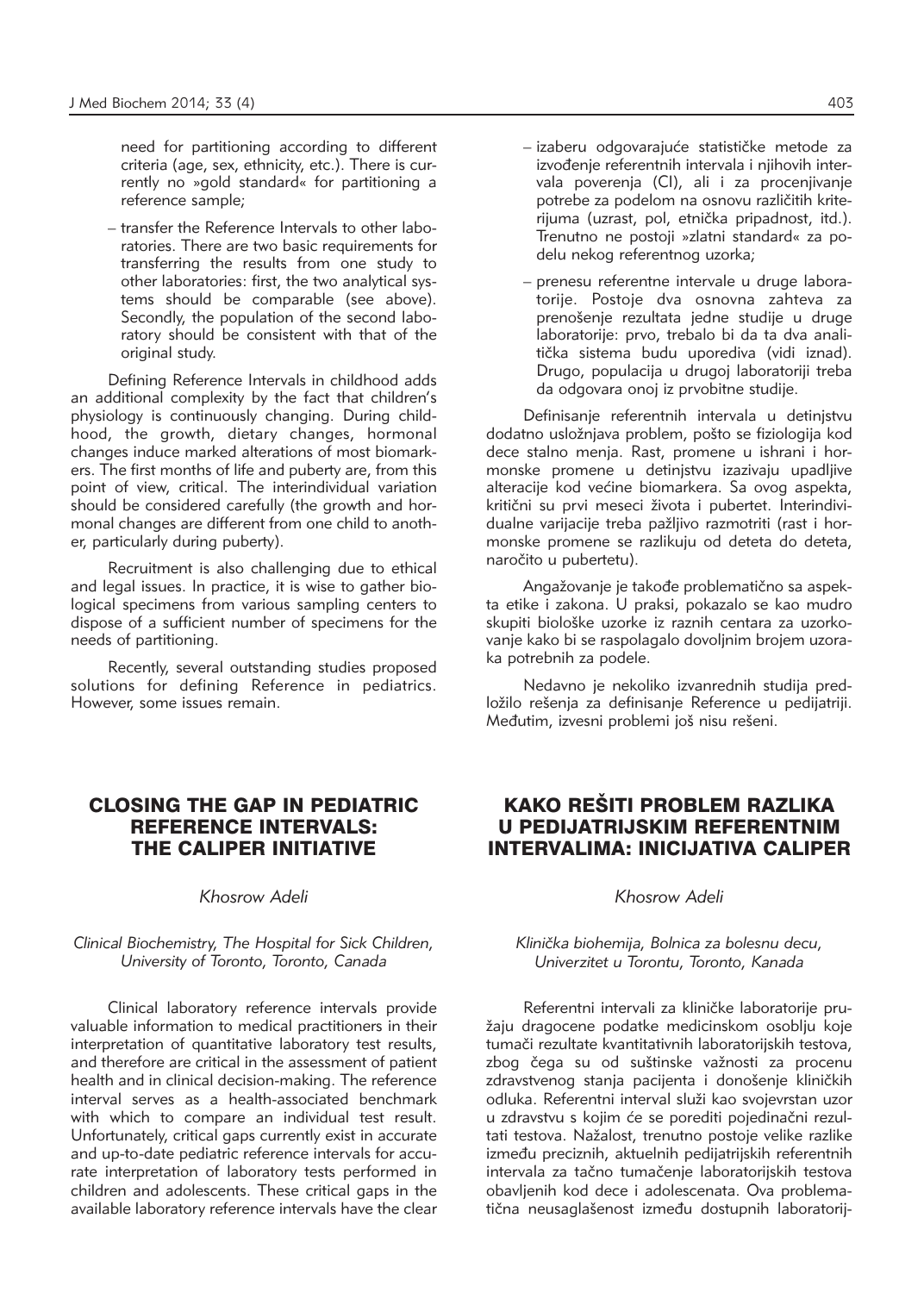need for partitioning according to different criteria (age, sex, ethnicity, etc.). There is currently no »gold standard« for partitioning a reference sample;

– transfer the Reference Intervals to other laboratories. There are two basic requirements for transferring the results from one study to other laboratories: first, the two analytical systems should be comparable (see above). Secondly, the population of the second laboratory should be consistent with that of the original study.

Defining Reference Intervals in childhood adds an additional complexity by the fact that children's physiology is continuously changing. During childhood, the growth, dietary changes, hormonal changes induce marked alterations of most biomarkers. The first months of life and puberty are, from this point of view, critical. The interindividual variation should be considered carefully (the growth and hormonal changes are different from one child to another, particularly during puberty).

Recruitment is also challenging due to ethical and legal issues. In practice, it is wise to gather biological specimens from various sampling centers to dispose of a sufficient number of specimens for the needs of partitioning.

Recently, several outstanding studies proposed solutions for defining Reference in pediatrics. However, some issues remain.

– izaberu odgovarajuće statističke metode za izvođenje referentnih intervala i njihovih intervala poverenja (CI), ali i za procenjivanje potrebe za podelom na osnovu različitih kriterijuma (uzrast, pol, etnička pripadnost, itd.). Trenutno ne postoji »zlatni standard« za podelu nekog referentnog uzorka;

– prenesu referentne intervale u druge laboratorije. Postoje dva osnovna zahteva za prenošenje rezultata jedne studije u druge laboratorije: prvo, trebalo bi da ta dva analitička sistema budu uporediva (vidi iznad). Drugo, populacija u drugoj laboratoriji treba da odgovara onoj iz prvobitne studije.

Definisanje referentnih intervala u detinjstvu dodatno usložnjava problem, pošto se fiziologija kod dece stalno menja. Rast, promene u ishrani i hormonske promene u detinjstvu izazivaju upadljive alteracije kod većine biomarkera. Sa ovog aspekta, kritični su prvi meseci života i pubertet. Interindividualne varijacije treba pažljivo razmotriti (rast i hormonske promene se razlikuju od deteta do deteta, naročito u pubertetu).

Angažovanje je takođe problematično sa aspekta etike i zakona. U praksi, pokazalo se kao mudro skupiti biološke uzorke iz raznih centara za uzorkovanje kako bi se raspolagalo dovoljnim brojem uzoraka potrebnih za podele.

Nedavno je nekoliko izvanrednih studija predložilo rešenja za definisanje Reference u pedijatriji. Međutim, izvesni problemi još nisu rešeni.

## CLOSING THE GAP IN PEDIATRIC REFERENCE INTERVALS: THE CALIPER INITIATIVE

*Khosrow Adeli*

*Clinical Biochemistry, The Hospital for Sick Children, University of Toronto, Toronto, Canada*

Clinical laboratory reference intervals provide valuable information to medical practitioners in their interpretation of quantitative laboratory test results, and therefore are critical in the assessment of patient health and in clinical decision-making. The reference interval serves as a health-associated benchmark with which to compare an individual test result. Unfortunately, critical gaps currently exist in accurate and up-to-date pediatric reference intervals for accurate interpretation of laboratory tests performed in children and adolescents. These critical gaps in the available laboratory reference intervals have the clear

## KAKO REŠITI PROBLEM RAZLIKA U PEDIJATRIJSKIM REFERENTNIM INTERVALIMA: INICIJATIVA CALIPER

*Khosrow Adeli*

*Klinička biohemija, Bolnica za bolesnu decu, Univerzitet u Torontu, Toronto, Kanada*

Referentni intervali za kliničke laboratorije pružaju dragocene podatke medicinskom osoblju koje tumači rezultate kvantitativnih laboratorijskih testova, zbog čega su od suštinske važnosti za procenu zdravstvenog stanja pacijenta i donošenje kliničkih odluka. Referentni interval služi kao svojevrstan uzor u zdravstvu s kojim će se porediti pojedinačni rezultati testova. Nažalost, trenutno postoje velike razlike između preciznih, aktuelnih pedijatrijskih referentnih intervala za tačno tumačenje laboratorijskih testova obavljenih kod dece i adolescenata. Ova problematična neusaglašenost između dostupnih laboratorij-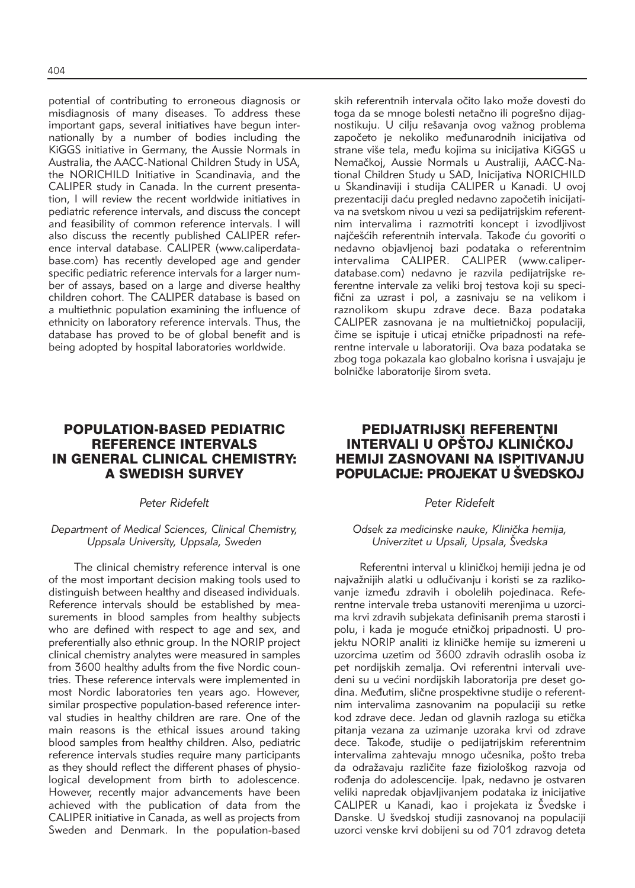potential of contributing to erroneous diagnosis or misdiagnosis of many diseases. To address these important gaps, several initiatives have begun internationally by a number of bodies including the KiGGS initiative in Germany, the Aussie Normals in Australia, the AACC-National Children Study in USA, the NORICHILD Initiative in Scandinavia, and the CALIPER study in Canada. In the current presentation, I will review the recent worldwide initiatives in pediatric reference intervals, and discuss the concept and feasibility of common reference intervals. I will also discuss the recently published CALIPER reference interval database. CALIPER (www.caliperdatabase.com) has recently developed age and gender specific pediatric reference intervals for a larger number of assays, based on a large and diverse healthy children cohort. The CALIPER database is based on a multiethnic population examining the influence of ethnicity on laboratory reference intervals. Thus, the database has proved to be of global benefit and is being adopted by hospital laboratories worldwide.

skih referentnih intervala očito lako može dovesti do toga da se mnoge bolesti netačno ili pogrešno dijagnostikuju. U cilju rešavanja ovog važnog problema započeto je nekoliko međunarodnih inicijativa od strane više tela, među kojima su inicijativa KiGGS u Nemačkoj, Aussie Normals u Australiji, AACC-National Children Study u SAD, Inicijativa NORICHILD u Skandinaviji i studija CALIPER u Kanadi. U ovoj prezentaciji daću pregled nedavno započetih inicijativa na svetskom nivou u vezi sa pedijatrijskim referentnim intervalima i razmotriti koncept i izvodljivost najčešćih referentnih intervala. Takođe ću govoriti o nedavno objavljenoj bazi podataka o referentnim intervalima CALIPER. CALIPER (www.caliperdatabase.com) nedavno je razvila pedijatrijske referentne intervale za veliki broj testova koji su specifični za uzrast i pol, a zasnivaju se na velikom i raznolikom skupu zdrave dece. Baza podataka CALIPER zasnovana je na multietničkoj populaciji, čime se ispituje i uticaj etničke pripadnosti na referentne intervale u laboratoriji. Ova baza podataka se zbog toga pokazala kao globalno korisna i usvajaju je bolničke laboratorije širom sveta.

## POPULATION-BASED PEDIATRIC REFERENCE INTERVALS IN GENERAL CLINICAL CHEMISTRY: A SWEDISH SURVEY

*Peter Ridefelt*

*Department of Medical Sciences, Clinical Chemistry, Uppsala University, Uppsala, Sweden*

The clinical chemistry reference interval is one of the most important decision making tools used to distinguish between healthy and diseased individuals. Reference intervals should be established by measurements in blood samples from healthy subjects who are defined with respect to age and sex, and preferentially also ethnic group. In the NORIP project clinical chemistry analytes were measured in samples from 3600 healthy adults from the five Nordic countries. These reference intervals were implemented in most Nordic laboratories ten years ago. However, similar prospective population-based reference interval studies in healthy children are rare. One of the main reasons is the ethical issues around taking blood samples from healthy children. Also, pediatric reference intervals studies require many participants as they should reflect the different phases of physiological development from birth to adolescence. However, recently major advancements have been achieved with the publication of data from the CALIPER initiative in Canada, as well as projects from Sweden and Denmark. In the population-based

## PEDIJATRIJSKI REFERENTNI INTERVALI U OPŠTOJ KLINIČKOJ HEMIJI ZASNOVANI NA ISPITIVANJU POPULACIJE: PROJEKAT U ŠVEDSKOJ

*Peter Ridefelt*

*Odsek za medicinske nauke, Klinička hemija, Univerzitet u Upsali, Upsala, Švedska*

Referentni interval u kliničkoj hemiji jedna je od najvažnijih alatki u odlučivanju i koristi se za razlikovanje između zdravih i obolelih pojedinaca. Referentne intervale treba ustanoviti merenjima u uzorcima krvi zdravih subjekata definisanih prema starosti i polu, i kada je moguće etničkoj pripadnosti. U projektu NORIP analiti iz kliničke hemije su izmereni u uzorcima uzetim od 3600 zdravih odraslih osoba iz pet nordijskih zemalja. Ovi referentni intervali uvedeni su u većini nordijskih laboratorija pre deset godina. Međutim, slične prospektivne studije o referentnim intervalima zasnovanim na populaciji su retke kod zdrave dece. Jedan od glavnih razloga su etička pitanja vezana za uzimanje uzoraka krvi od zdrave dece. Takođe, studije o pedijatrijskim referentnim intervalima zahtevaju mnogo učesnika, pošto treba da odražavaju različite faze fiziološkog razvoja od rođenja do adolescencije. Ipak, nedavno je ostvaren veliki napredak objavljivanjem podataka iz inicijative CALIPER u Kanadi, kao i projekata iz Švedske i Danske. U švedskoj studiji zasnovanoj na populaciji uzorci venske krvi dobijeni su od 701 zdravog deteta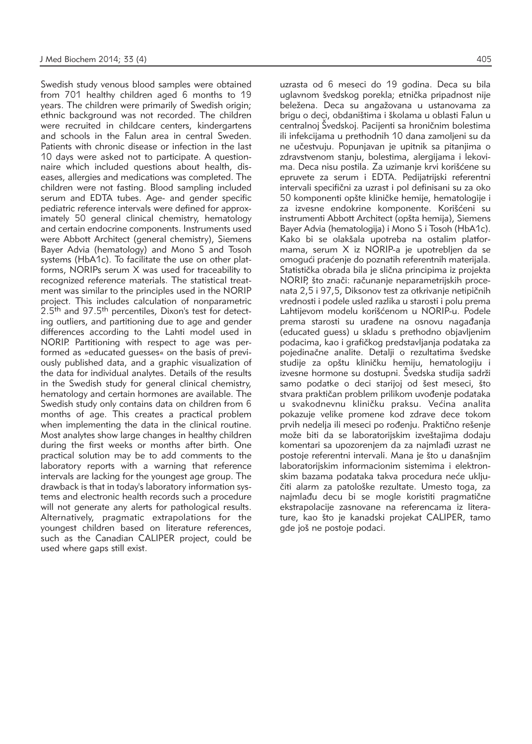Swedish study venous blood samples were obtained from 701 healthy children aged 6 months to 19 years. The children were primarily of Swedish origin; ethnic background was not recorded. The children were recruited in childcare centers, kindergartens and schools in the Falun area in central Sweden. Patients with chronic disease or infection in the last 10 days were asked not to participate. A questionnaire which included questions about health, diseases, allergies and medications was completed. The children were not fasting. Blood sampling included serum and EDTA tubes. Age- and gender specific pediatric reference intervals were defined for approximately 50 general clinical chemistry, hematology and certain endocrine components. Instruments used were Abbott Architect (general chemistry), Siemens Bayer Advia (hematology) and Mono S and Tosoh systems (HbA1c). To facilitate the use on other platforms, NORIPs serum X was used for traceability to recognized reference materials. The statistical treatment was similar to the principles used in the NORIP project. This includes calculation of nonparametric 2.5$^{th}$ and 97.5$^{th}$ percentiles, Dixon's test for detecting outliers, and partitioning due to age and gender differences according to the Lahti model used in NORIP. Partitioning with respect to age was performed as »educated guesses« on the basis of previously published data, and a graphic visualization of the data for individual analytes. Details of the results in the Swedish study for general clinical chemistry, hematology and certain hormones are available. The Swedish study only contains data on children from 6 months of age. This creates a practical problem when implementing the data in the clinical routine. Most analytes show large changes in healthy children during the first weeks or months after birth. One practical solution may be to add comments to the laboratory reports with a warning that reference intervals are lacking for the youngest age group. The drawback is that in today's laboratory information systems and electronic health records such a procedure will not generate any alerts for pathological results. Alternatively, pragmatic extrapolations for the youngest children based on literature references, such as the Canadian CALIPER project, could be used where gaps still exist.

uzrasta od 6 meseci do 19 godina. Deca su bila uglavnom švedskog porekla; etnička pripadnost nije beležena. Deca su angažovana u ustanovama za brigu o deci, obdaništima i školama u oblasti Falun u centralnoj Švedskoj. Pacijenti sa hroničnim bolestima ili infekcijama u prethodnih 10 dana zamoljeni su da ne učestvuju. Popunjavan je upitnik sa pitanjima o zdravstvenom stanju, bolestima, alergijama i lekovima. Deca nisu postila. Za uzimanje krvi korišćene su epruvete za serum i EDTA. Pedijatrijski referentni intervali specifični za uzrast i pol definisani su za oko 50 komponenti opšte kliničke hemije, hematologije i za izvesne endokrine komponente. Korišćeni su instrumenti Abbott Architect (opšta hemija), Siemens Bayer Advia (hematologija) i Mono S i Tosoh (HbA1c). Kako bi se olakšala upotreba na ostalim platformama, serum X iz NORIP-a je upotrebljen da se omogući praćenje do poznatih referentnih materijala. Statistička obrada bila je slična principima iz projekta NORIP, što znači: računanje neparametrijskih procenata 2,5 i 97,5, Diksonov test za otkrivanje netipičnih vrednosti i podele usled razlika u starosti i polu prema Lahtijevom modelu korišćenom u NORIP-u. Podele prema starosti su urađene na osnovu nagađanja (educated guess) u skladu s prethodno objavljenim podacima, kao i grafičkog predstavljanja podataka za pojedinačne analite. Detalji o rezultatima švedske studije za opštu kliničku hemiju, hematologiju i izvesne hormone su dostupni. Švedska studija sadrži samo podatke o deci starijoj od šest meseci, što stvara praktičan problem prilikom uvođenje podataka u svakodnevnu kliničku praksu. Većina analita pokazuje velike promene kod zdrave dece tokom prvih nedelja ili meseci po rođenju. Praktično rešenje može biti da se laboratorijskim izveštajima dodaju komentari sa upozorenjem da za najmlađi uzrast ne postoje referentni intervali. Mana je što u današnjim laboratorijskim informacionim sistemima i elektronskim bazama podataka takva procedura neće uključiti alarm za patološke rezultate. Umesto toga, za najmlađu decu bi se mogle koristiti pragmatične ekstrapolacije zasnovane na referencama iz literature, kao što je kanadski projekat CALIPER, tamo gde još ne postoje podaci.